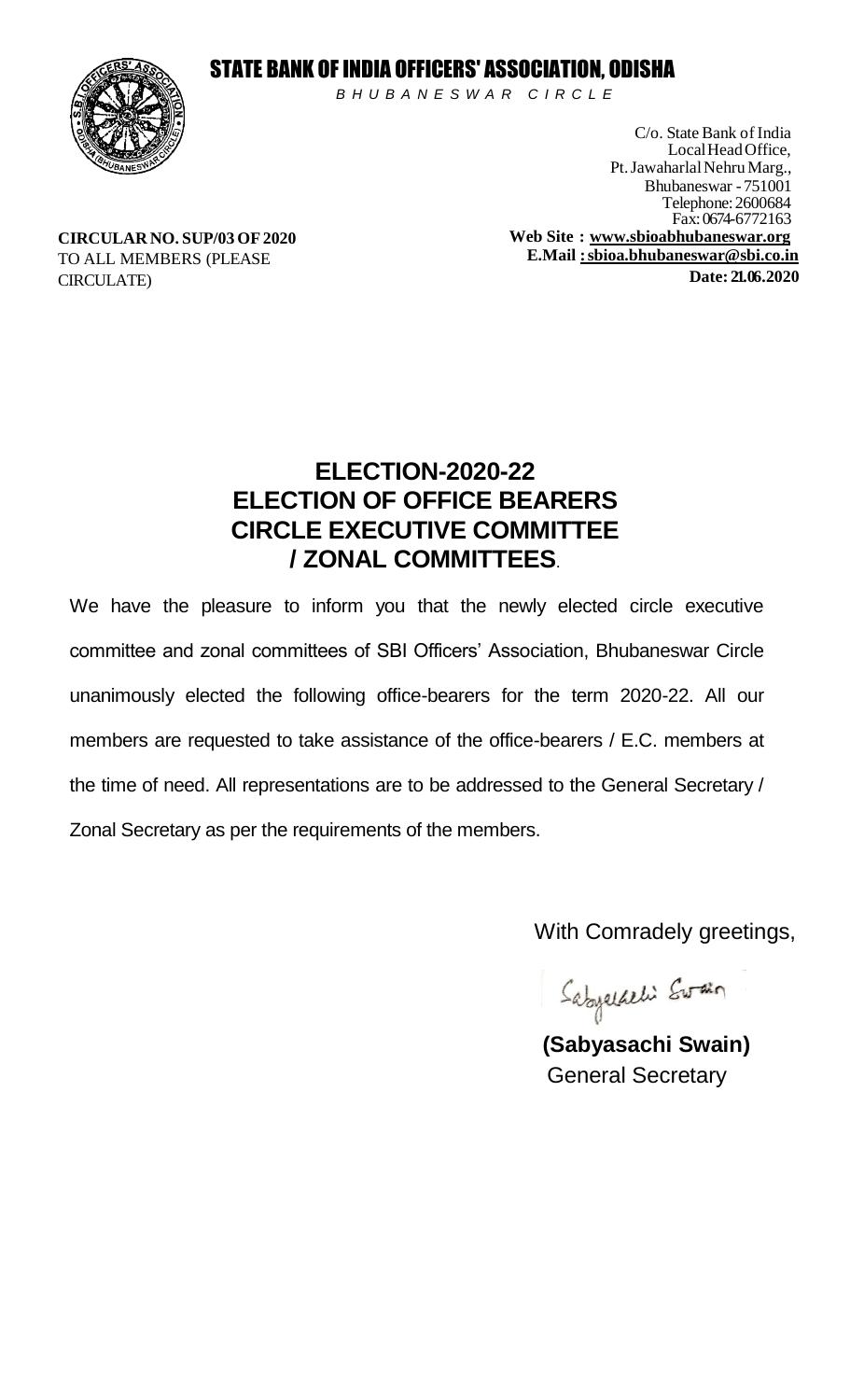# STATE BANK OF INDIA OFFICERS' ASSOCIATION, ODISHA

*BHUBANESWAR CIRCLE*

C/o. State Bank of India
Local Head Office,
Pt. Jawaharlal Nehru Marg.,
Bhubaneswar - 751001
Telephone: 2600684
Fax: 0674-6772163
**Web Site : www.sbioabhubaneswar.org**
**E.Mail : sbioa.bhubaneswar@sbi.co.in**

**CIRCULAR NO. SUP/03 OF 2020**
TO ALL MEMBERS (PLEASE CIRCULATE)

**Date: 21.06.2020**

## ELECTION-2020-22
## ELECTION OF OFFICE BEARERS
## CIRCLE EXECUTIVE COMMITTEE
## / ZONAL COMMITTEES.

We have the pleasure to inform you that the newly elected circle executive committee and zonal committees of SBI Officers' Association, Bhubaneswar Circle unanimously elected the following office-bearers for the term 2020-22. All our members are requested to take assistance of the office-bearers / E.C. members at the time of need. All representations are to be addressed to the General Secretary / Zonal Secretary as per the requirements of the members.

With Comradely greetings,

**(Sabyasachi Swain)**
General Secretary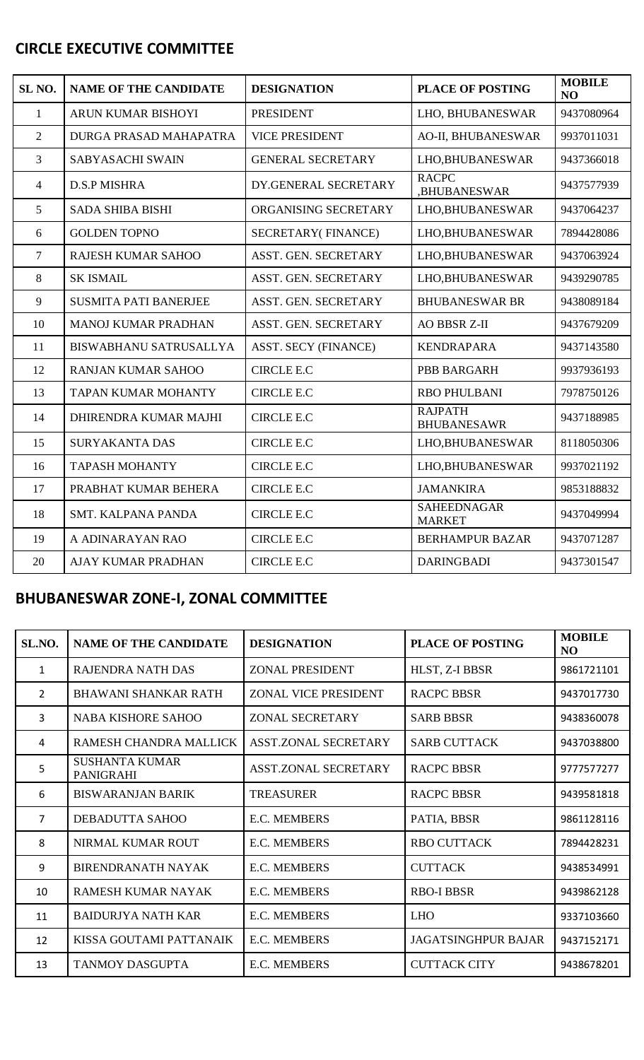## CIRCLE EXECUTIVE COMMITTEE

| SL NO. | NAME OF THE CANDIDATE | DESIGNATION | PLACE OF POSTING | MOBILE NO |
|---|---|---|---|---|
| 1 | ARUN KUMAR BISHOYI | PRESIDENT | LHO, BHUBANESWAR | 9437080964 |
| 2 | DURGA PRASAD MAHAPATRA | VICE PRESIDENT | AO-II, BHUBANESWAR | 9937011031 |
| 3 | SABYASACHI SWAIN | GENERAL SECRETARY | LHO,BHUBANESWAR | 9437366018 |
| 4 | D.S.P MISHRA | DY.GENERAL SECRETARY | RACPC ,BHUBANESWAR | 9437577939 |
| 5 | SADA SHIBA BISHI | ORGANISING SECRETARY | LHO,BHUBANESWAR | 9437064237 |
| 6 | GOLDEN TOPNO | SECRETARY( FINANCE) | LHO,BHUBANESWAR | 7894428086 |
| 7 | RAJESH KUMAR SAHOO | ASST. GEN. SECRETARY | LHO,BHUBANESWAR | 9437063924 |
| 8 | SK ISMAIL | ASST. GEN. SECRETARY | LHO,BHUBANESWAR | 9439290785 |
| 9 | SUSMITA PATI BANERJEE | ASST. GEN. SECRETARY | BHUBANESWAR BR | 9438089184 |
| 10 | MANOJ KUMAR PRADHAN | ASST. GEN. SECRETARY | AO BBSR Z-II | 9437679209 |
| 11 | BISWABHANU SATRUSALLYA | ASST. SECY (FINANCE) | KENDRAPARA | 9437143580 |
| 12 | RANJAN KUMAR SAHOO | CIRCLE E.C | PBB BARGARH | 9937936193 |
| 13 | TAPAN KUMAR MOHANTY | CIRCLE E.C | RBO PHULBANI | 7978750126 |
| 14 | DHIRENDRA KUMAR MAJHI | CIRCLE E.C | RAJPATH BHUBANESAWR | 9437188985 |
| 15 | SURYAKANTA DAS | CIRCLE E.C | LHO,BHUBANESWAR | 8118050306 |
| 16 | TAPASH MOHANTY | CIRCLE E.C | LHO,BHUBANESWAR | 9937021192 |
| 17 | PRABHAT KUMAR BEHERA | CIRCLE E.C | JAMANKIRA | 9853188832 |
| 18 | SMT. KALPANA PANDA | CIRCLE E.C | SAHEEDNAGAR MARKET | 9437049994 |
| 19 | A ADINARAYAN RAO | CIRCLE E.C | BERHAMPUR BAZAR | 9437071287 |
| 20 | AJAY KUMAR PRADHAN | CIRCLE E.C | DARINGBADI | 9437301547 |

## BHUBANESWAR ZONE-I, ZONAL COMMITTEE

| SL.NO. | NAME OF THE CANDIDATE | DESIGNATION | PLACE OF POSTING | MOBILE NO |
|---|---|---|---|---|
| 1 | RAJENDRA NATH DAS | ZONAL PRESIDENT | HLST, Z-I BBSR | 9861721101 |
| 2 | BHAWANI SHANKAR RATH | ZONAL VICE PRESIDENT | RACPC BBSR | 9437017730 |
| 3 | NABA KISHORE SAHOO | ZONAL SECRETARY | SARB BBSR | 9438360078 |
| 4 | RAMESH CHANDRA MALLICK | ASST.ZONAL SECRETARY | SARB CUTTACK | 9437038800 |
| 5 | SUSHANTA KUMAR PANIGRAHI | ASST.ZONAL SECRETARY | RACPC BBSR | 9777577277 |
| 6 | BISWARANJAN BARIK | TREASURER | RACPC BBSR | 9439581818 |
| 7 | DEBADUTTA SAHOO | E.C. MEMBERS | PATIA, BBSR | 9861128116 |
| 8 | NIRMAL KUMAR ROUT | E.C. MEMBERS | RBO CUTTACK | 7894428231 |
| 9 | BIRENDRANATH NAYAK | E.C. MEMBERS | CUTTACK | 9438534991 |
| 10 | RAMESH KUMAR NAYAK | E.C. MEMBERS | RBO-I BBSR | 9439862128 |
| 11 | BAIDURJYA NATH KAR | E.C. MEMBERS | LHO | 9337103660 |
| 12 | KISSA GOUTAMI PATTANAIK | E.C. MEMBERS | JAGATSINGHPUR BAJAR | 9437152171 |
| 13 | TANMOY DASGUPTA | E.C. MEMBERS | CUTTACK CITY | 9438678201 |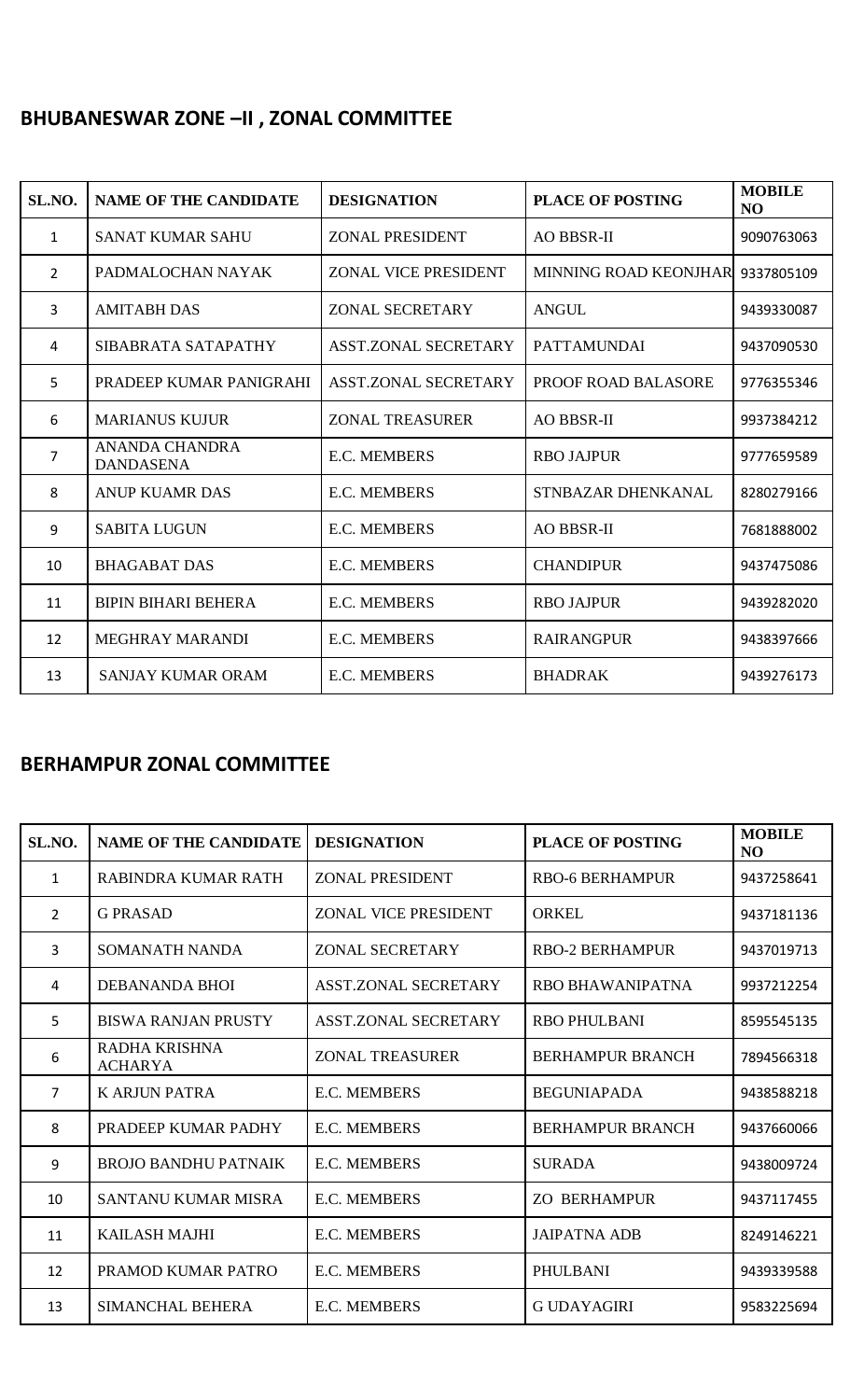## BHUBANESWAR ZONE –II , ZONAL COMMITTEE

| SL.NO. | NAME OF THE CANDIDATE | DESIGNATION | PLACE OF POSTING | MOBILE NO |
|---|---|---|---|---|
| 1 | SANAT KUMAR SAHU | ZONAL PRESIDENT | AO BBSR-II | 9090763063 |
| 2 | PADMALOCHAN NAYAK | ZONAL VICE PRESIDENT | MINNING ROAD KEONJHAR | 9337805109 |
| 3 | AMITABH DAS | ZONAL SECRETARY | ANGUL | 9439330087 |
| 4 | SIBABRATA SATAPATHY | ASST.ZONAL SECRETARY | PATTAMUNDAI | 9437090530 |
| 5 | PRADEEP KUMAR PANIGRAHI | ASST.ZONAL SECRETARY | PROOF ROAD BALASORE | 9776355346 |
| 6 | MARIANUS KUJUR | ZONAL TREASURER | AO BBSR-II | 9937384212 |
| 7 | ANANDA CHANDRA DANDASENA | E.C. MEMBERS | RBO JAJPUR | 9777659589 |
| 8 | ANUP KUAMR DAS | E.C. MEMBERS | STNBAZAR DHENKANAL | 8280279166 |
| 9 | SABITA LUGUN | E.C. MEMBERS | AO BBSR-II | 7681888002 |
| 10 | BHAGABAT DAS | E.C. MEMBERS | CHANDIPUR | 9437475086 |
| 11 | BIPIN BIHARI BEHERA | E.C. MEMBERS | RBO JAJPUR | 9439282020 |
| 12 | MEGHRAY MARANDI | E.C. MEMBERS | RAIRANGPUR | 9438397666 |
| 13 | SANJAY KUMAR ORAM | E.C. MEMBERS | BHADRAK | 9439276173 |

## BERHAMPUR ZONAL COMMITTEE

| SL.NO. | NAME OF THE CANDIDATE | DESIGNATION | PLACE OF POSTING | MOBILE NO |
|---|---|---|---|---|
| 1 | RABINDRA KUMAR RATH | ZONAL PRESIDENT | RBO-6 BERHAMPUR | 9437258641 |
| 2 | G PRASAD | ZONAL VICE PRESIDENT | ORKEL | 9437181136 |
| 3 | SOMANATH NANDA | ZONAL SECRETARY | RBO-2 BERHAMPUR | 9437019713 |
| 4 | DEBANANDA BHOI | ASST.ZONAL SECRETARY | RBO BHAWANIPATNA | 9937212254 |
| 5 | BISWA RANJAN PRUSTY | ASST.ZONAL SECRETARY | RBO PHULBANI | 8595545135 |
| 6 | RADHA KRISHNA ACHARYA | ZONAL TREASURER | BERHAMPUR BRANCH | 7894566318 |
| 7 | K ARJUN PATRA | E.C. MEMBERS | BEGUNIAPADA | 9438588218 |
| 8 | PRADEEP KUMAR PADHY | E.C. MEMBERS | BERHAMPUR BRANCH | 9437660066 |
| 9 | BROJO BANDHU PATNAIK | E.C. MEMBERS | SURADA | 9438009724 |
| 10 | SANTANU KUMAR MISRA | E.C. MEMBERS | ZO BERHAMPUR | 9437117455 |
| 11 | KAILASH MAJHI | E.C. MEMBERS | JAIPATNA ADB | 8249146221 |
| 12 | PRAMOD KUMAR PATRO | E.C. MEMBERS | PHULBANI | 9439339588 |
| 13 | SIMANCHAL BEHERA | E.C. MEMBERS | G UDAYAGIRI | 9583225694 |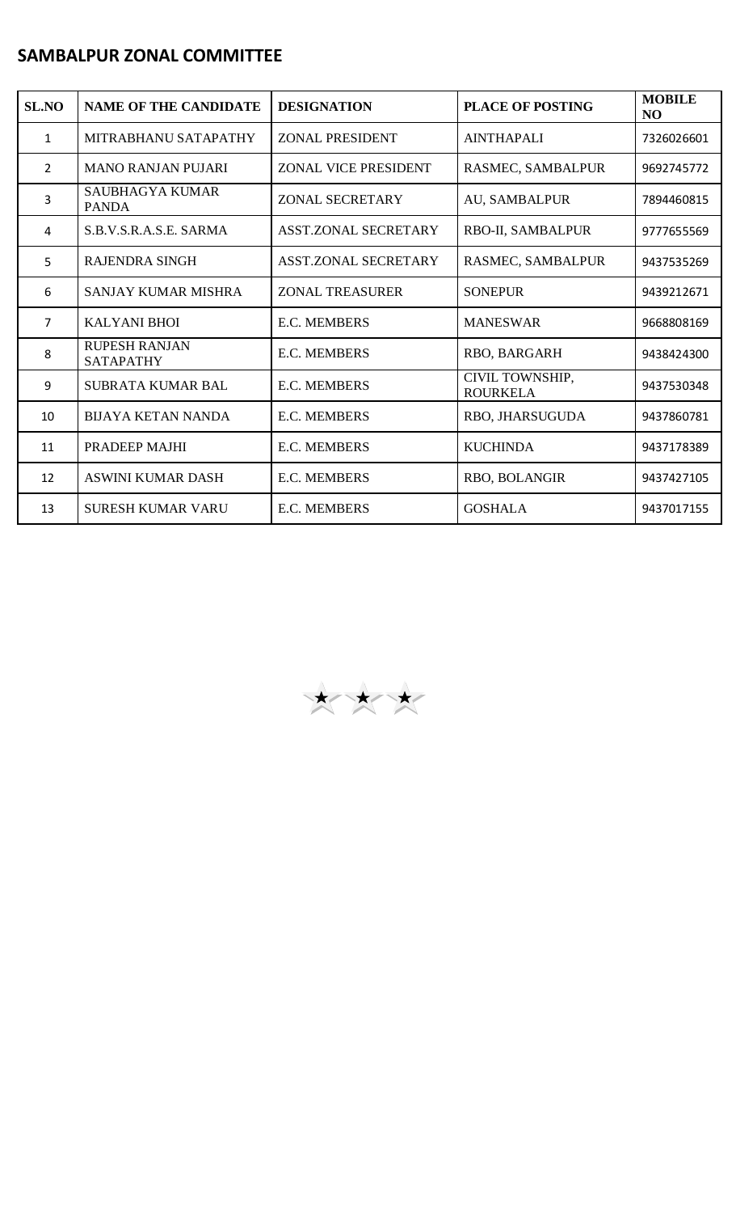## SAMBALPUR ZONAL COMMITTEE

| SL.NO | NAME OF THE CANDIDATE | DESIGNATION | PLACE OF POSTING | MOBILE NO |
|---|---|---|---|---|
| 1 | MITRABHANU SATAPATHY | ZONAL PRESIDENT | AINTHAPALI | 7326026601 |
| 2 | MANO RANJAN PUJARI | ZONAL VICE PRESIDENT | RASMEC, SAMBALPUR | 9692745772 |
| 3 | SAUBHAGYA KUMAR PANDA | ZONAL SECRETARY | AU, SAMBALPUR | 7894460815 |
| 4 | S.B.V.S.R.A.S.E. SARMA | ASST.ZONAL SECRETARY | RBO-II, SAMBALPUR | 9777655569 |
| 5 | RAJENDRA SINGH | ASST.ZONAL SECRETARY | RASMEC, SAMBALPUR | 9437535269 |
| 6 | SANJAY KUMAR MISHRA | ZONAL TREASURER | SONEPUR | 9439212671 |
| 7 | KALYANI BHOI | E.C. MEMBERS | MANESWAR | 9668808169 |
| 8 | RUPESH RANJAN SATAPATHY | E.C. MEMBERS | RBO, BARGARH | 9438424300 |
| 9 | SUBRATA KUMAR BAL | E.C. MEMBERS | CIVIL TOWNSHIP, ROURKELA | 9437530348 |
| 10 | BIJAYA KETAN NANDA | E.C. MEMBERS | RBO, JHARSUGUDA | 9437860781 |
| 11 | PRADEEP MAJHI | E.C. MEMBERS | KUCHINDA | 9437178389 |
| 12 | ASWINI KUMAR DASH | E.C. MEMBERS | RBO, BOLANGIR | 9437427105 |
| 13 | SURESH KUMAR VARU | E.C. MEMBERS | GOSHALA | 9437017155 |

★ ★ ★